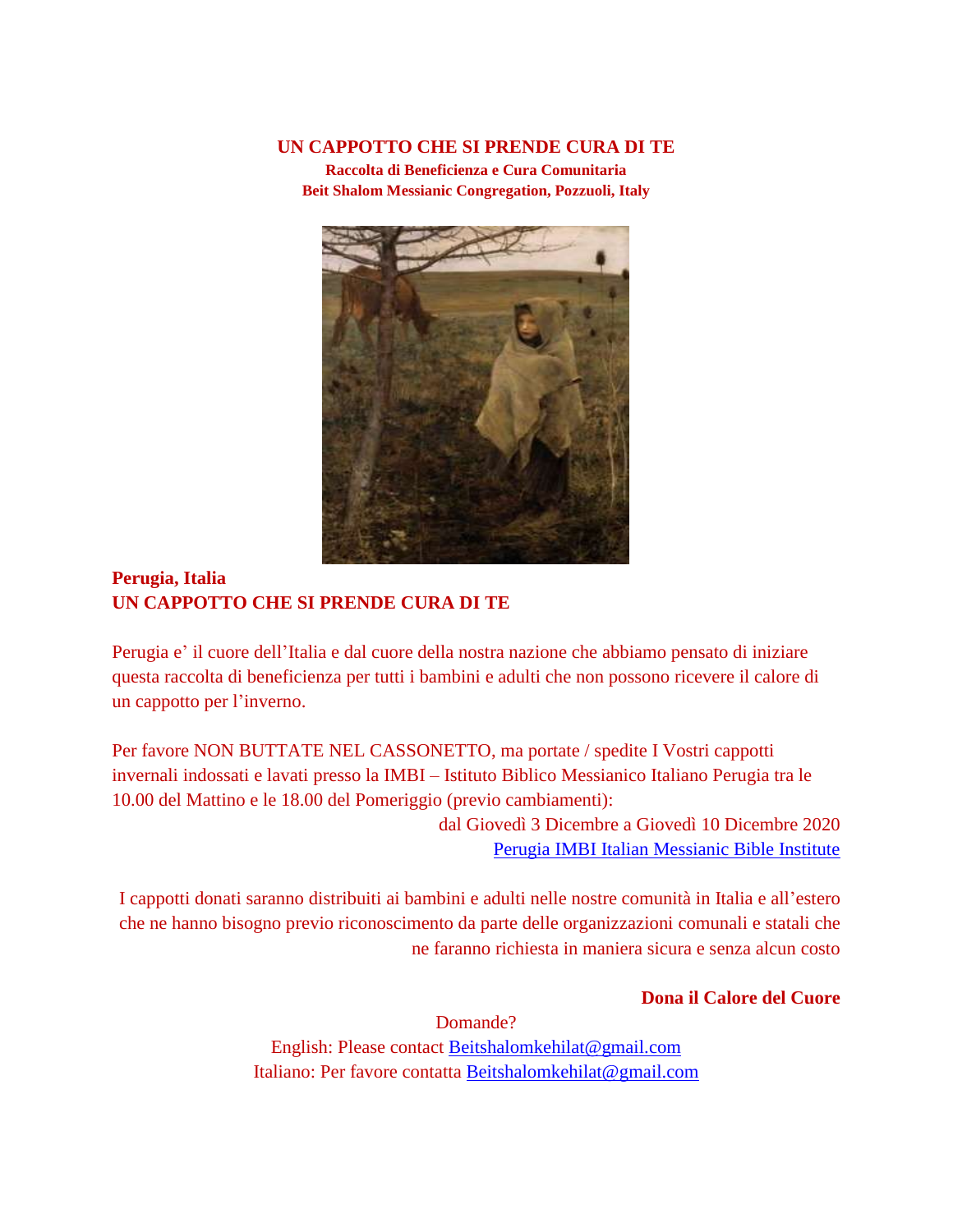# UN CAPPOTTO CHE SI PRENDE CURA DI TE

**Raccolta di Beneficienza e Cura Comunitaria**
**Beit Shalom Messianic Congregation, Pozzuoli, Italy**

**Perugia, Italia**
**UN CAPPOTTO CHE SI PRENDE CURA DI TE**

Perugia e' il cuore dell'Italia e dal cuore della nostra nazione che abbiamo pensato di iniziare questa raccolta di beneficienza per tutti i bambini e adulti che non possono ricevere il calore di un cappotto per l'inverno.

Per favore NON BUTTATE NEL CASSONETTO, ma portate / spedite I Vostri cappotti invernali indossati e lavati presso la IMBI – Istituto Biblico Messianico Italiano Perugia tra le 10.00 del Mattino e le 18.00 del Pomeriggio (previo cambiamenti):

dal Giovedì 3 Dicembre a Giovedì 10 Dicembre 2020
Perugia IMBI Italian Messianic Bible Institute

I cappotti donati saranno distribuiti ai bambini e adulti nelle nostre comunità in Italia e all'estero che ne hanno bisogno previo riconoscimento da parte delle organizzazioni comunali e statali che ne faranno richiesta in maniera sicura e senza alcun costo

**Dona il Calore del Cuore**

Domande?
English: Please contact Beitshalomkehilat@gmail.com
Italiano: Per favore contatta Beitshalomkehilat@gmail.com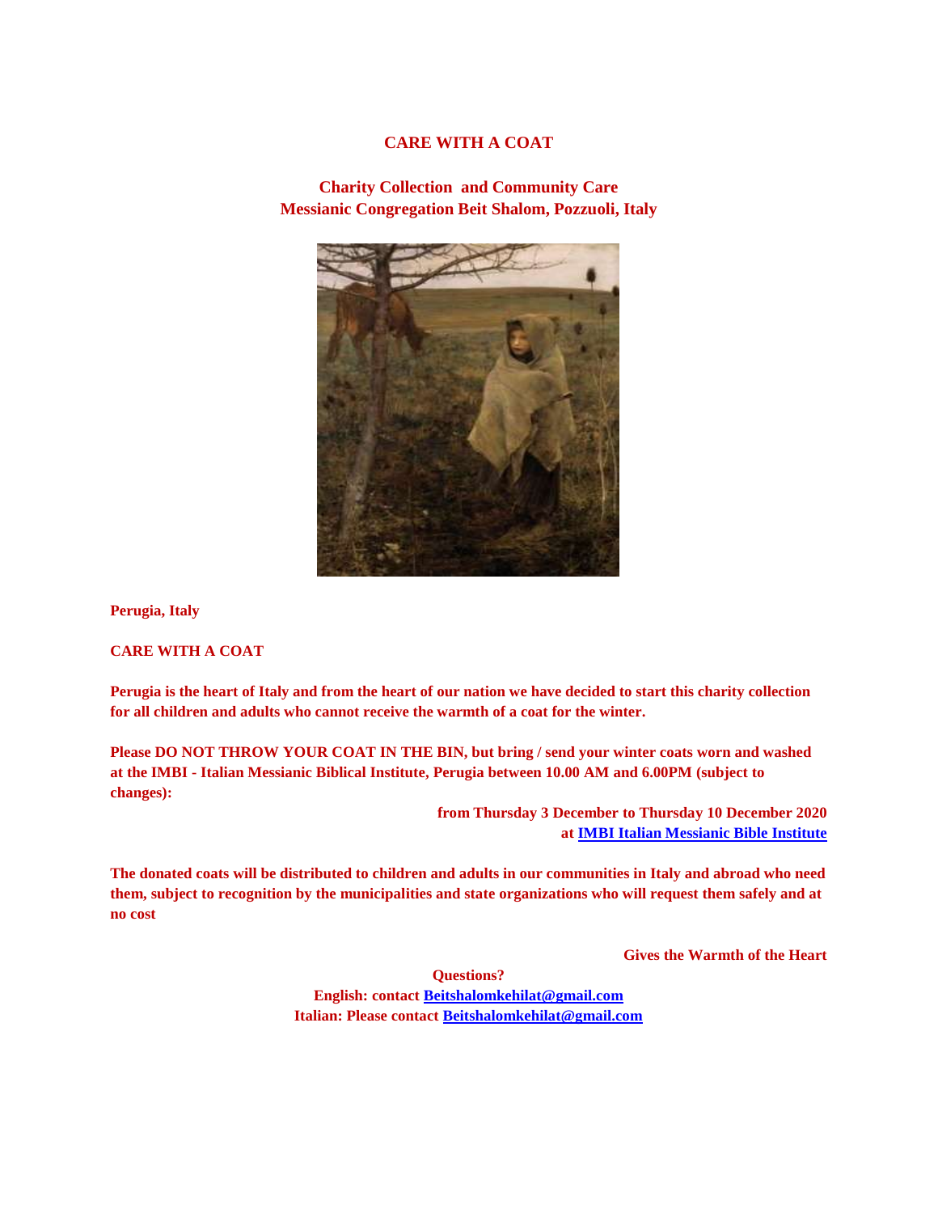# CARE WITH A COAT

## Charity Collection and Community Care
## Messianic Congregation Beit Shalom, Pozzuoli, Italy

**Perugia, Italy**

**CARE WITH A COAT**

**Perugia is the heart of Italy and from the heart of our nation we have decided to start this charity collection for all children and adults who cannot receive the warmth of a coat for the winter.**

**Please DO NOT THROW YOUR COAT IN THE BIN, but bring / send your winter coats worn and washed at the IMBI - Italian Messianic Biblical Institute, Perugia between 10.00 AM and 6.00PM (subject to changes):**

**from Thursday 3 December to Thursday 10 December 2020**
**at IMBI Italian Messianic Bible Institute**

**The donated coats will be distributed to children and adults in our communities in Italy and abroad who need them, subject to recognition by the municipalities and state organizations who will request them safely and at no cost**

**Gives the Warmth of the Heart**

**Questions?**
**English: contact Beitshalomkehilat@gmail.com**
**Italian: Please contact Beitshalomkehilat@gmail.com**